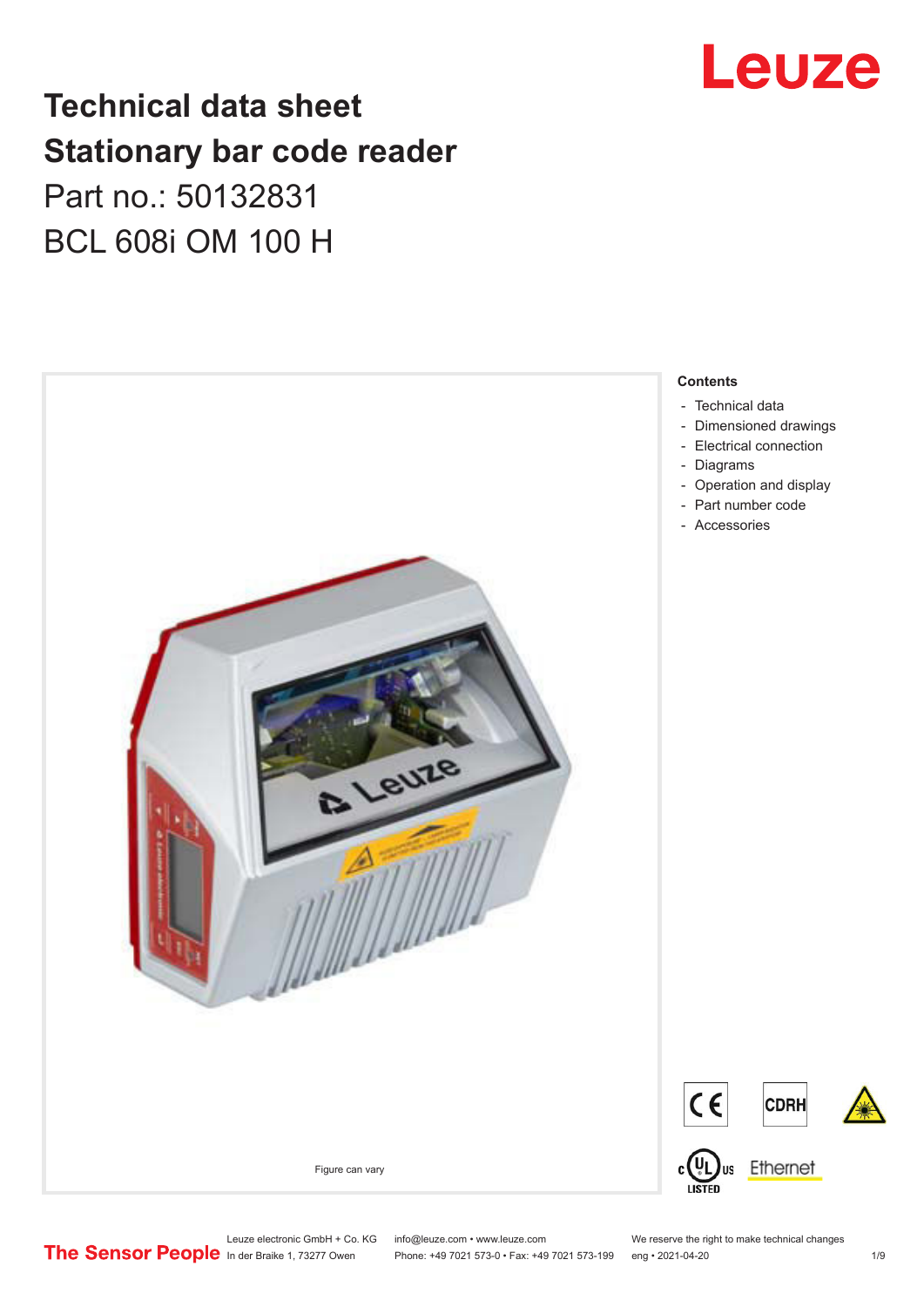# Technical data sheet
# Stationary bar code reader

Part no.: 50132831

BCL 608i OM 100 H

Figure can vary

**Contents**

- Technical data
- Dimensioned drawings
- Electrical connection
- Diagrams
- Operation and display
- Part number code
- Accessories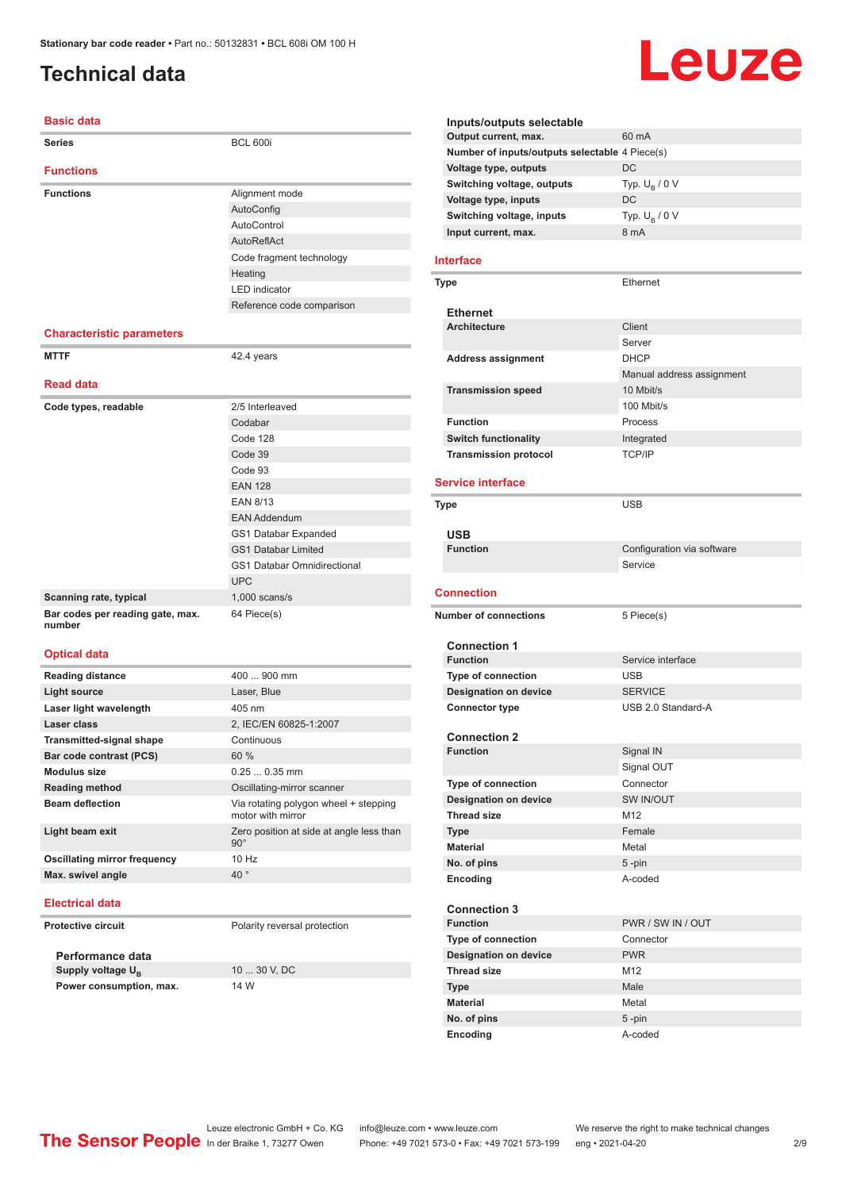# Technical data

## Basic data

| | |
|---|---|
| **Series** | BCL 600i |

## Functions

| | |
|---|---|
| **Functions** | Alignment mode |
| | AutoConfig |
| | AutoControl |
| | AutoReflAct |
| | Code fragment technology |
| | Heating |
| | LED indicator |
| | Reference code comparison |

## Characteristic parameters

| | |
|---|---|
| **MTTF** | 42.4 years |

## Read data

| | |
|---|---|
| **Code types, readable** | 2/5 Interleaved |
| | Codabar |
| | Code 128 |
| | Code 39 |
| | Code 93 |
| | EAN 128 |
| | EAN 8/13 |
| | EAN Addendum |
| | GS1 Databar Expanded |
| | GS1 Databar Limited |
| | GS1 Databar Omnidirectional |
| | UPC |
| **Scanning rate, typical** | 1,000 scans/s |
| **Bar codes per reading gate, max. number** | 64 Piece(s) |

## Optical data

| | |
|---|---|
| **Reading distance** | 400 ... 900 mm |
| **Light source** | Laser, Blue |
| **Laser light wavelength** | 405 nm |
| **Laser class** | 2, IEC/EN 60825-1:2007 |
| **Transmitted-signal shape** | Continuous |
| **Bar code contrast (PCS)** | 60 % |
| **Modulus size** | 0.25 ... 0.35 mm |
| **Reading method** | Oscillating-mirror scanner |
| **Beam deflection** | Via rotating polygon wheel + stepping motor with mirror |
| **Light beam exit** | Zero position at side at angle less than 90° |
| **Oscillating mirror frequency** | 10 Hz |
| **Max. swivel angle** | 40 ° |

## Electrical data

| | |
|---|---|
| **Protective circuit** | Polarity reversal protection |

### Performance data

| | |
|---|---|
| **Supply voltage $U_B$** | 10 ... 30 V, DC |
| **Power consumption, max.** | 14 W |

### Inputs/outputs selectable

| | |
|---|---|
| **Output current, max.** | 60 mA |
| **Number of inputs/outputs selectable** | 4 Piece(s) |
| **Voltage type, outputs** | DC |
| **Switching voltage, outputs** | Typ. $U_B$ / 0 V |
| **Voltage type, inputs** | DC |
| **Switching voltage, inputs** | Typ. $U_B$ / 0 V |
| **Input current, max.** | 8 mA |

## Interface

| | |
|---|---|
| **Type** | Ethernet |

### Ethernet

| | |
|---|---|
| **Architecture** | Client |
| | Server |
| **Address assignment** | DHCP |
| | Manual address assignment |
| **Transmission speed** | 10 Mbit/s |
| | 100 Mbit/s |
| **Function** | Process |
| **Switch functionality** | Integrated |
| **Transmission protocol** | TCP/IP |

## Service interface

| | |
|---|---|
| **Type** | USB |

### USB

| | |
|---|---|
| **Function** | Configuration via software |
| | Service |

## Connection

| | |
|---|---|
| **Number of connections** | 5 Piece(s) |

### Connection 1

| | |
|---|---|
| **Function** | Service interface |
| **Type of connection** | USB |
| **Designation on device** | SERVICE |
| **Connector type** | USB 2.0 Standard-A |

### Connection 2

| | |
|---|---|
| **Function** | Signal IN |
| | Signal OUT |
| **Type of connection** | Connector |
| **Designation on device** | SW IN/OUT |
| **Thread size** | M12 |
| **Type** | Female |
| **Material** | Metal |
| **No. of pins** | 5 -pin |
| **Encoding** | A-coded |

### Connection 3

| | |
|---|---|
| **Function** | PWR / SW IN / OUT |
| **Type of connection** | Connector |
| **Designation on device** | PWR |
| **Thread size** | M12 |
| **Type** | Male |
| **Material** | Metal |
| **No. of pins** | 5 -pin |
| **Encoding** | A-coded |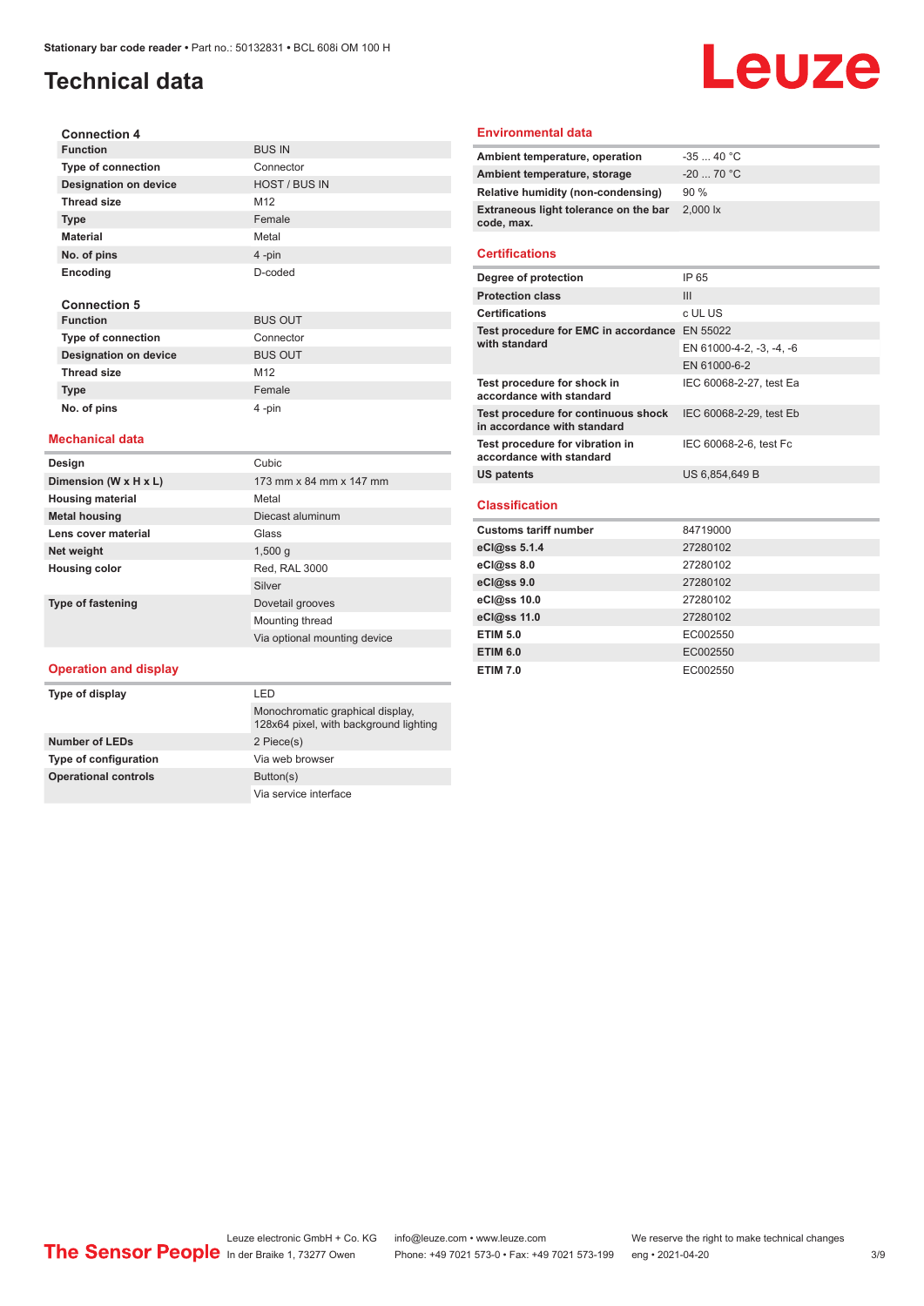# Technical data

### Connection 4

| | |
|---|---|
| **Function** | BUS IN |
| **Type of connection** | Connector |
| **Designation on device** | HOST / BUS IN |
| **Thread size** | M12 |
| **Type** | Female |
| **Material** | Metal |
| **No. of pins** | 4 -pin |
| **Encoding** | D-coded |

### Connection 5

| | |
|---|---|
| **Function** | BUS OUT |
| **Type of connection** | Connector |
| **Designation on device** | BUS OUT |
| **Thread size** | M12 |
| **Type** | Female |
| **No. of pins** | 4 -pin |

## Mechanical data

| | |
|---|---|
| **Design** | Cubic |
| **Dimension (W x H x L)** | 173 mm x 84 mm x 147 mm |
| **Housing material** | Metal |
| **Metal housing** | Diecast aluminum |
| **Lens cover material** | Glass |
| **Net weight** | 1,500 g |
| **Housing color** | Red, RAL 3000 |
| | Silver |
| **Type of fastening** | Dovetail grooves |
| | Mounting thread |
| | Via optional mounting device |

## Operation and display

| | |
|---|---|
| **Type of display** | LED |
| | Monochromatic graphical display, 128x64 pixel, with background lighting |
| **Number of LEDs** | 2 Piece(s) |
| **Type of configuration** | Via web browser |
| **Operational controls** | Button(s) |
| | Via service interface |

## Environmental data

| | |
|---|---|
| **Ambient temperature, operation** | -35 ... 40 °C |
| **Ambient temperature, storage** | -20 ... 70 °C |
| **Relative humidity (non-condensing)** | 90 % |
| **Extraneous light tolerance on the bar code, max.** | 2,000 lx |

## Certifications

| | |
|---|---|
| **Degree of protection** | IP 65 |
| **Protection class** | III |
| **Certifications** | c UL US |
| **Test procedure for EMC in accordance with standard** | EN 55022 |
| | EN 61000-4-2, -3, -4, -6 |
| | EN 61000-6-2 |
| **Test procedure for shock in accordance with standard** | IEC 60068-2-27, test Ea |
| **Test procedure for continuous shock in accordance with standard** | IEC 60068-2-29, test Eb |
| **Test procedure for vibration in accordance with standard** | IEC 60068-2-6, test Fc |
| **US patents** | US 6,854,649 B |

## Classification

| | |
|---|---|
| **Customs tariff number** | 84719000 |
| **eCl@ss 5.1.4** | 27280102 |
| **eCl@ss 8.0** | 27280102 |
| **eCl@ss 9.0** | 27280102 |
| **eCl@ss 10.0** | 27280102 |
| **eCl@ss 11.0** | 27280102 |
| **ETIM 5.0** | EC002550 |
| **ETIM 6.0** | EC002550 |
| **ETIM 7.0** | EC002550 |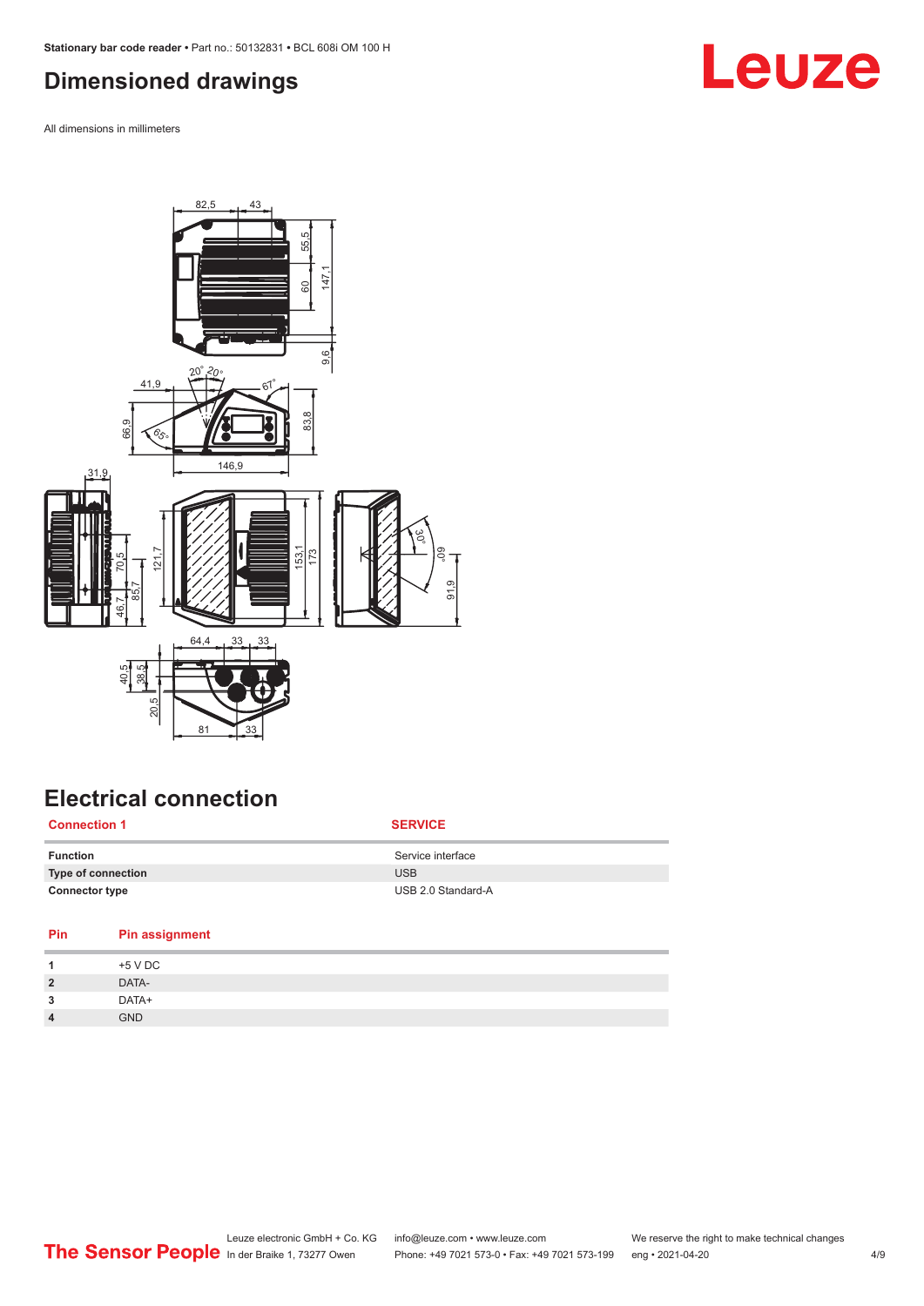# Dimensioned drawings

All dimensions in millimeters

# Electrical connection

| Connection 1 | SERVICE |
|---|---|
| **Function** | Service interface |
| **Type of connection** | USB |
| **Connector type** | USB 2.0 Standard-A |

| Pin | Pin assignment |
|---|---|
| **1** | +5 V DC |
| **2** | DATA- |
| **3** | DATA+ |
| **4** | GND |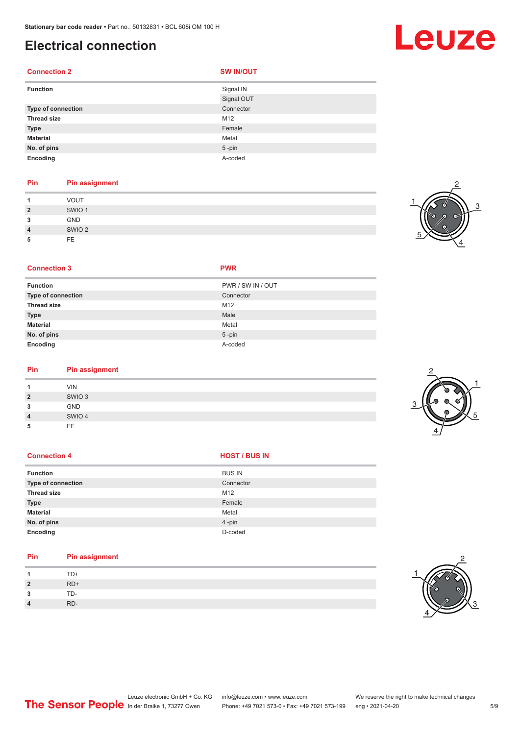# Electrical connection

| Connection 2 | SW IN/OUT |
|---|---|
| Function | Signal IN |
| | Signal OUT |
| Type of connection | Connector |
| Thread size | M12 |
| Type | Female |
| Material | Metal |
| No. of pins | 5 -pin |
| Encoding | A-coded |

| Pin | Pin assignment |
|---|---|
| 1 | VOUT |
| 2 | SWIO 1 |
| 3 | GND |
| 4 | SWIO 2 |
| 5 | FE |

| Connection 3 | PWR |
|---|---|
| Function | PWR / SW IN / OUT |
| Type of connection | Connector |
| Thread size | M12 |
| Type | Male |
| Material | Metal |
| No. of pins | 5 -pin |
| Encoding | A-coded |

| Pin | Pin assignment |
|---|---|
| 1 | VIN |
| 2 | SWIO 3 |
| 3 | GND |
| 4 | SWIO 4 |
| 5 | FE |

| Connection 4 | HOST / BUS IN |
|---|---|
| Function | BUS IN |
| Type of connection | Connector |
| Thread size | M12 |
| Type | Female |
| Material | Metal |
| No. of pins | 4 -pin |
| Encoding | D-coded |

| Pin | Pin assignment |
|---|---|
| 1 | TD+ |
| 2 | RD+ |
| 3 | TD- |
| 4 | RD- |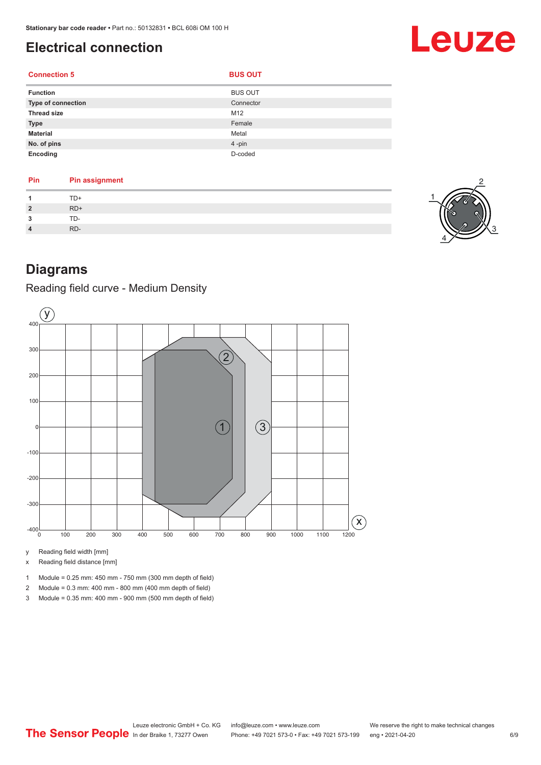# Electrical connection

| Connection 5 | BUS OUT |
|---|---|
| Function | BUS OUT |
| Type of connection | Connector |
| Thread size | M12 |
| Type | Female |
| Material | Metal |
| No. of pins | 4 -pin |
| Encoding | D-coded |

| Pin | Pin assignment |
|---|---|
| 1 | TD+ |
| 2 | RD+ |
| 3 | TD- |
| 4 | RD- |

# Diagrams

## Reading field curve - Medium Density

y Reading field width [mm]

x Reading field distance [mm]

1 Module = 0.25 mm: 450 mm - 750 mm (300 mm depth of field)

2 Module = 0.3 mm: 400 mm - 800 mm (400 mm depth of field)

3 Module = 0.35 mm: 400 mm - 900 mm (500 mm depth of field)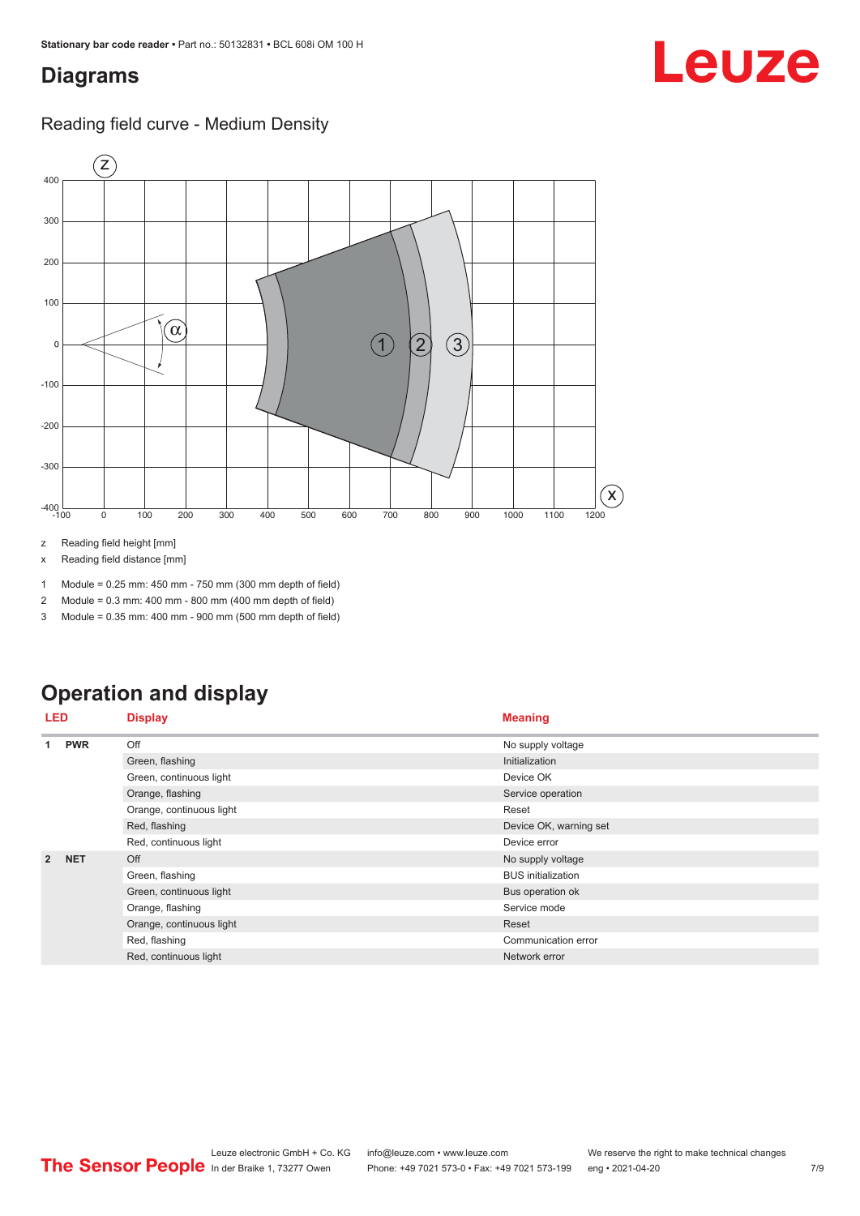## Diagrams

### Reading field curve - Medium Density

z Reading field height [mm]

x Reading field distance [mm]

1 Module = 0.25 mm: 450 mm - 750 mm (300 mm depth of field)

2 Module = 0.3 mm: 400 mm - 800 mm (400 mm depth of field)

3 Module = 0.35 mm: 400 mm - 900 mm (500 mm depth of field)

## Operation and display

| LED | | Display | Meaning |
|---|---|---|---|
| 1 | PWR | Off | No supply voltage |
| | | Green, flashing | Initialization |
| | | Green, continuous light | Device OK |
| | | Orange, flashing | Service operation |
| | | Orange, continuous light | Reset |
| | | Red, flashing | Device OK, warning set |
| | | Red, continuous light | Device error |
| 2 | NET | Off | No supply voltage |
| | | Green, flashing | BUS initialization |
| | | Green, continuous light | Bus operation ok |
| | | Orange, flashing | Service mode |
| | | Orange, continuous light | Reset |
| | | Red, flashing | Communication error |
| | | Red, continuous light | Network error |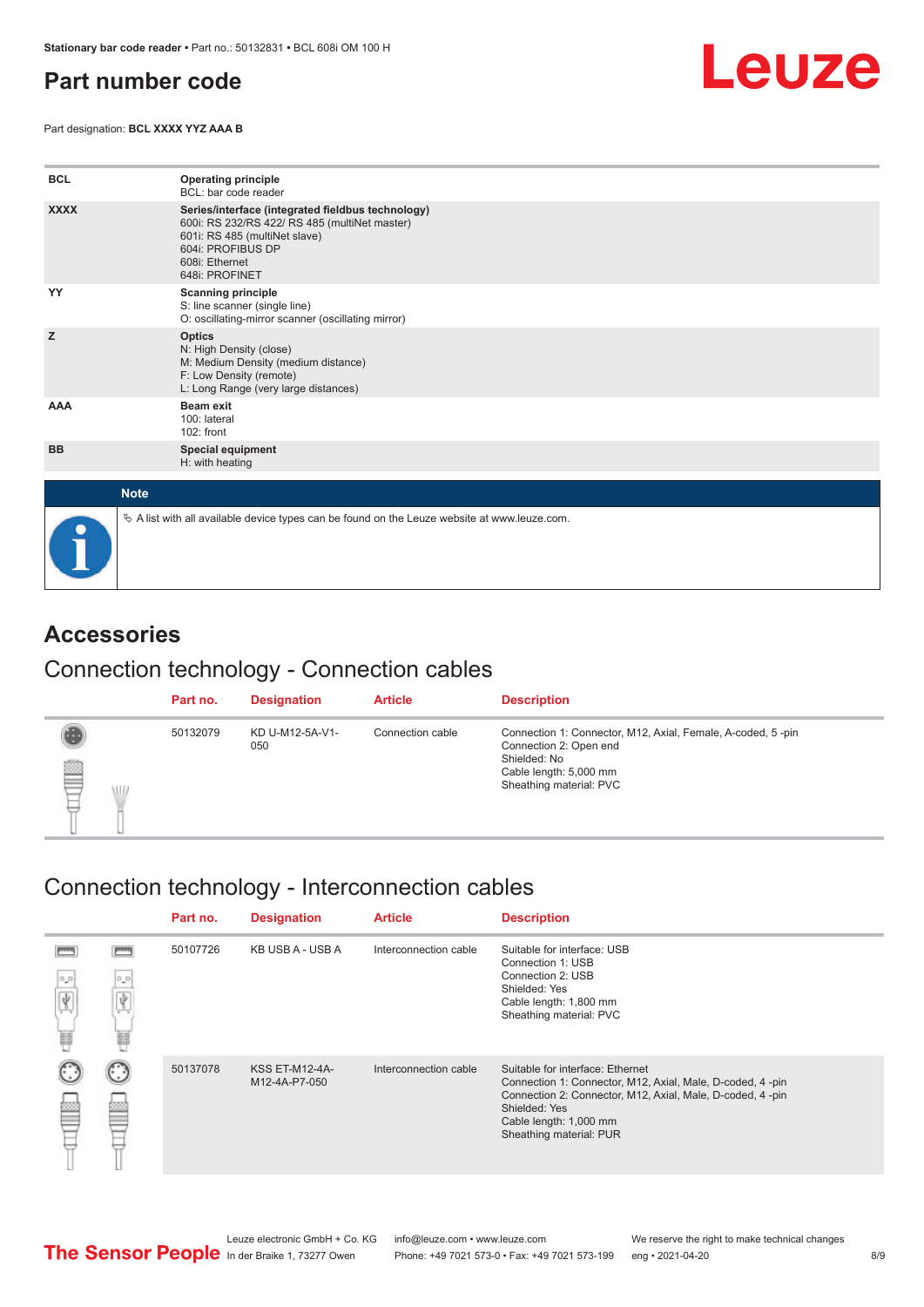## Part number code

Part designation: **BCL XXXX YYZ AAA B**

| | |
|---|---|
| **BCL** | **Operating principle**<br>BCL: bar code reader |
| **XXXX** | **Series/interface (integrated fieldbus technology)**<br>600i: RS 232/RS 422/ RS 485 (multiNet master)<br>601i: RS 485 (multiNet slave)<br>604i: PROFIBUS DP<br>608i: Ethernet<br>648i: PROFINET |
| **YY** | **Scanning principle**<br>S: line scanner (single line)<br>O: oscillating-mirror scanner (oscillating mirror) |
| **Z** | **Optics**<br>N: High Density (close)<br>M: Medium Density (medium distance)<br>F: Low Density (remote)<br>L: Long Range (very large distances) |
| **AAA** | **Beam exit**<br>100: lateral<br>102: front |
| **BB** | **Special equipment**<br>H: with heating |

**Note**

↳ A list with all available device types can be found on the Leuze website at www.leuze.com.

# Accessories

## Connection technology - Connection cables

| Part no. | Designation | Article | Description |
|---|---|---|---|
| 50132079 | KD U-M12-5A-V1-050 | Connection cable | Connection 1: Connector, M12, Axial, Female, A-coded, 5 -pin<br>Connection 2: Open end<br>Shielded: No<br>Cable length: 5,000 mm<br>Sheathing material: PVC |

## Connection technology - Interconnection cables

| Part no. | Designation | Article | Description |
|---|---|---|---|
| 50107726 | KB USB A - USB A | Interconnection cable | Suitable for interface: USB<br>Connection 1: USB<br>Connection 2: USB<br>Shielded: Yes<br>Cable length: 1,800 mm<br>Sheathing material: PVC |
| 50137078 | KSS ET-M12-4A-M12-4A-P7-050 | Interconnection cable | Suitable for interface: Ethernet<br>Connection 1: Connector, M12, Axial, Male, D-coded, 4 -pin<br>Connection 2: Connector, M12, Axial, Male, D-coded, 4 -pin<br>Shielded: Yes<br>Cable length: 1,000 mm<br>Sheathing material: PUR |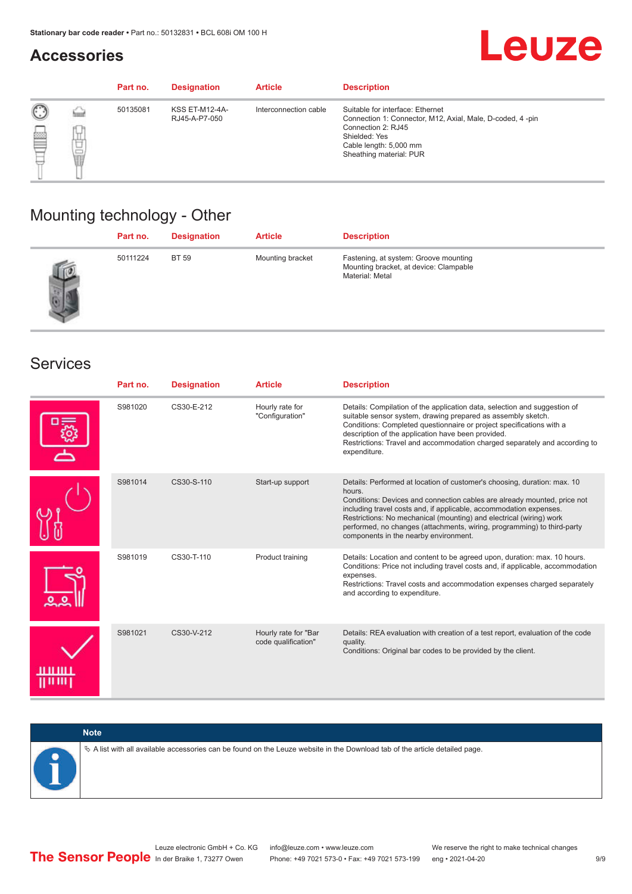## Accessories

| Part no. | Designation | Article | Description |
|---|---|---|---|
| 50135081 | KSS ET-M12-4A-RJ45-A-P7-050 | Interconnection cable | Suitable for interface: Ethernet<br>Connection 1: Connector, M12, Axial, Male, D-coded, 4 -pin<br>Connection 2: RJ45<br>Shielded: Yes<br>Cable length: 5,000 mm<br>Sheathing material: PUR |

## Mounting technology - Other

| Part no. | Designation | Article | Description |
|---|---|---|---|
| 50111224 | BT 59 | Mounting bracket | Fastening, at system: Groove mounting<br>Mounting bracket, at device: Clampable<br>Material: Metal |

## Services

| Part no. | Designation | Article | Description |
|---|---|---|---|
| S981020 | CS30-E-212 | Hourly rate for "Configuration" | Details: Compilation of the application data, selection and suggestion of suitable sensor system, drawing prepared as assembly sketch.<br>Conditions: Completed questionnaire or project specifications with a description of the application have been provided.<br>Restrictions: Travel and accommodation charged separately and according to expenditure. |
| S981014 | CS30-S-110 | Start-up support | Details: Performed at location of customer's choosing, duration: max. 10 hours.<br>Conditions: Devices and connection cables are already mounted, price not including travel costs and, if applicable, accommodation expenses.<br>Restrictions: No mechanical (mounting) and electrical (wiring) work performed, no changes (attachments, wiring, programming) to third-party components in the nearby environment. |
| S981019 | CS30-T-110 | Product training | Details: Location and content to be agreed upon, duration: max. 10 hours.<br>Conditions: Price not including travel costs and, if applicable, accommodation expenses.<br>Restrictions: Travel costs and accommodation expenses charged separately and according to expenditure. |
| S981021 | CS30-V-212 | Hourly rate for "Bar code qualification" | Details: REA evaluation with creation of a test report, evaluation of the code quality.<br>Conditions: Original bar codes to be provided by the client. |

**Note**

↳ A list with all available accessories can be found on the Leuze website in the Download tab of the article detailed page.